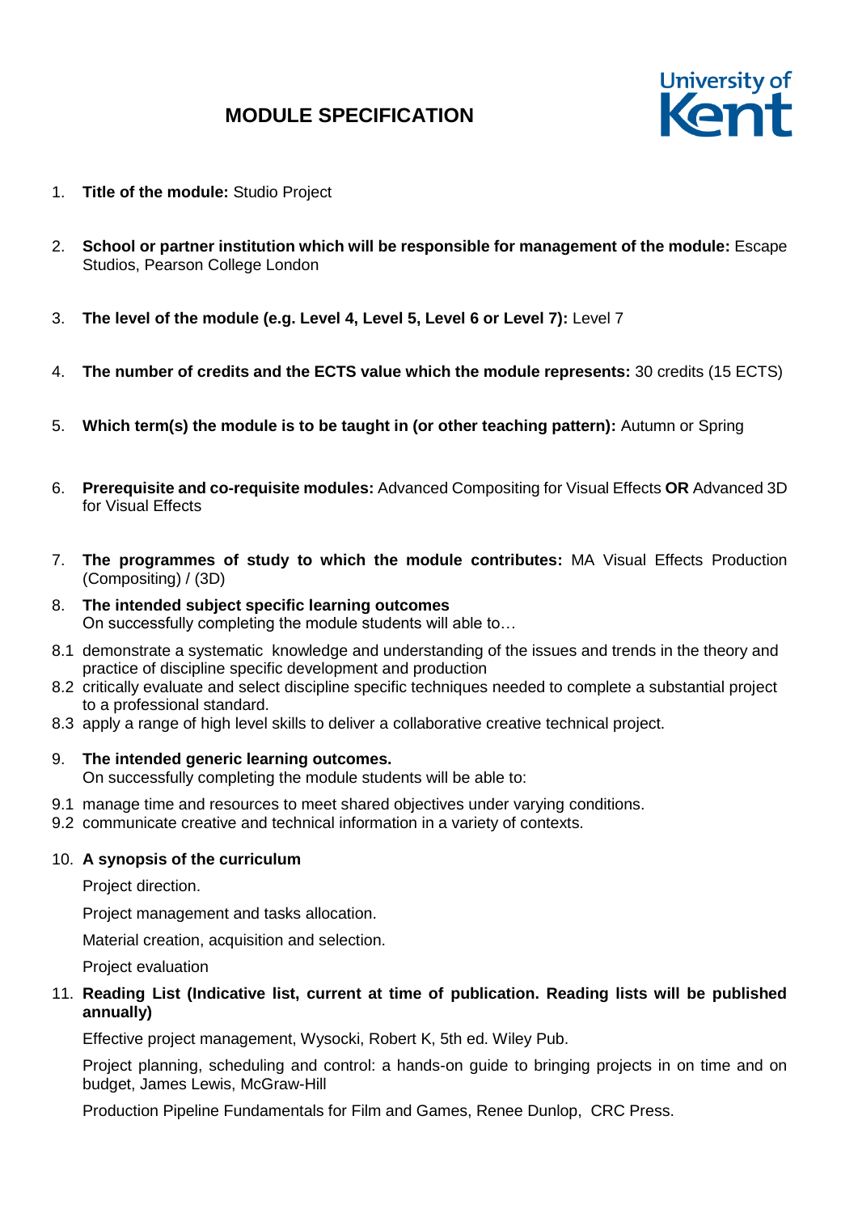# MODULE SPECIFICATION

University of Kent

1. **Title of the module:** Studio Project

2. **School or partner institution which will be responsible for management of the module:** Escape Studios, Pearson College London

3. **The level of the module (e.g. Level 4, Level 5, Level 6 or Level 7):** Level 7

4. **The number of credits and the ECTS value which the module represents:** 30 credits (15 ECTS)

5. **Which term(s) the module is to be taught in (or other teaching pattern):** Autumn or Spring

6. **Prerequisite and co-requisite modules:** Advanced Compositing for Visual Effects **OR** Advanced 3D for Visual Effects

7. **The programmes of study to which the module contributes:** MA Visual Effects Production (Compositing) / (3D)

8. **The intended subject specific learning outcomes**
   On successfully completing the module students will able to…

8.1 demonstrate a systematic knowledge and understanding of the issues and trends in the theory and practice of discipline specific development and production
8.2 critically evaluate and select discipline specific techniques needed to complete a substantial project to a professional standard.
8.3 apply a range of high level skills to deliver a collaborative creative technical project.

9. **The intended generic learning outcomes.**
   On successfully completing the module students will be able to:

9.1 manage time and resources to meet shared objectives under varying conditions.
9.2 communicate creative and technical information in a variety of contexts.

10. **A synopsis of the curriculum**

    Project direction.

    Project management and tasks allocation.

    Material creation, acquisition and selection.

    Project evaluation

11. **Reading List (Indicative list, current at time of publication. Reading lists will be published annually)**

    Effective project management, Wysocki, Robert K, 5th ed. Wiley Pub.

    Project planning, scheduling and control: a hands-on guide to bringing projects in on time and on budget, James Lewis, McGraw-Hill

    Production Pipeline Fundamentals for Film and Games, Renee Dunlop, CRC Press.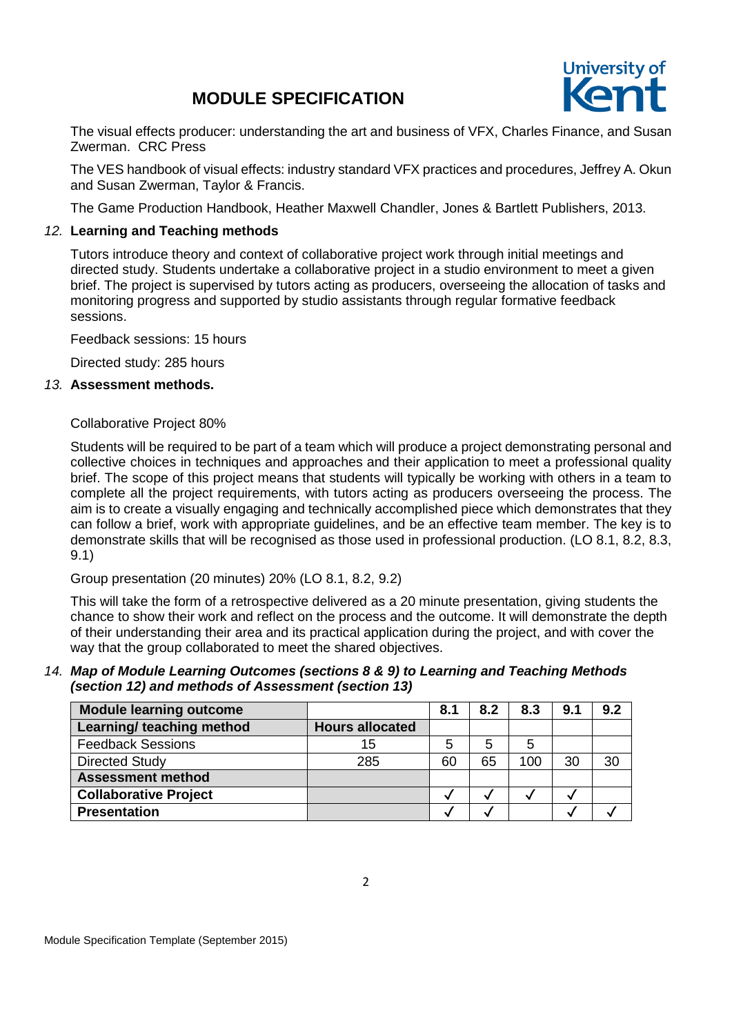The visual effects producer: understanding the art and business of VFX, Charles Finance, and Susan Zwerman. CRC Press

The VES handbook of visual effects: industry standard VFX practices and procedures, Jeffrey A. Okun and Susan Zwerman, Taylor & Francis.

The Game Production Handbook, Heather Maxwell Chandler, Jones & Bartlett Publishers, 2013.

### *12.* Learning and Teaching methods

Tutors introduce theory and context of collaborative project work through initial meetings and directed study. Students undertake a collaborative project in a studio environment to meet a given brief. The project is supervised by tutors acting as producers, overseeing the allocation of tasks and monitoring progress and supported by studio assistants through regular formative feedback sessions.

Feedback sessions: 15 hours

Directed study: 285 hours

### *13.* Assessment methods.

Collaborative Project 80%

Students will be required to be part of a team which will produce a project demonstrating personal and collective choices in techniques and approaches and their application to meet a professional quality brief. The scope of this project means that students will typically be working with others in a team to complete all the project requirements, with tutors acting as producers overseeing the process. The aim is to create a visually engaging and technically accomplished piece which demonstrates that they can follow a brief, work with appropriate guidelines, and be an effective team member. The key is to demonstrate skills that will be recognised as those used in professional production. (LO 8.1, 8.2, 8.3, 9.1)

Group presentation (20 minutes) 20% (LO 8.1, 8.2, 9.2)

This will take the form of a retrospective delivered as a 20 minute presentation, giving students the chance to show their work and reflect on the process and the outcome. It will demonstrate the depth of their understanding their area and its practical application during the project, and with cover the way that the group collaborated to meet the shared objectives.

### *14.* *Map of Module Learning Outcomes (sections 8 & 9) to Learning and Teaching Methods (section 12) and methods of Assessment (section 13)*

| **Module learning outcome** | | 8.1 | 8.2 | 8.3 | 9.1 | 9.2 |
|---|---|---|---|---|---|---|
| **Learning/ teaching method** | **Hours allocated** | | | | | |
| Feedback Sessions | 15 | 5 | 5 | 5 | | |
| Directed Study | 285 | 60 | 65 | 100 | 30 | 30 |
| **Assessment method** | | | | | | |
| **Collaborative Project** | | ✓ | ✓ | ✓ | ✓ | |
| **Presentation** | | ✓ | ✓ | | ✓ | ✓ |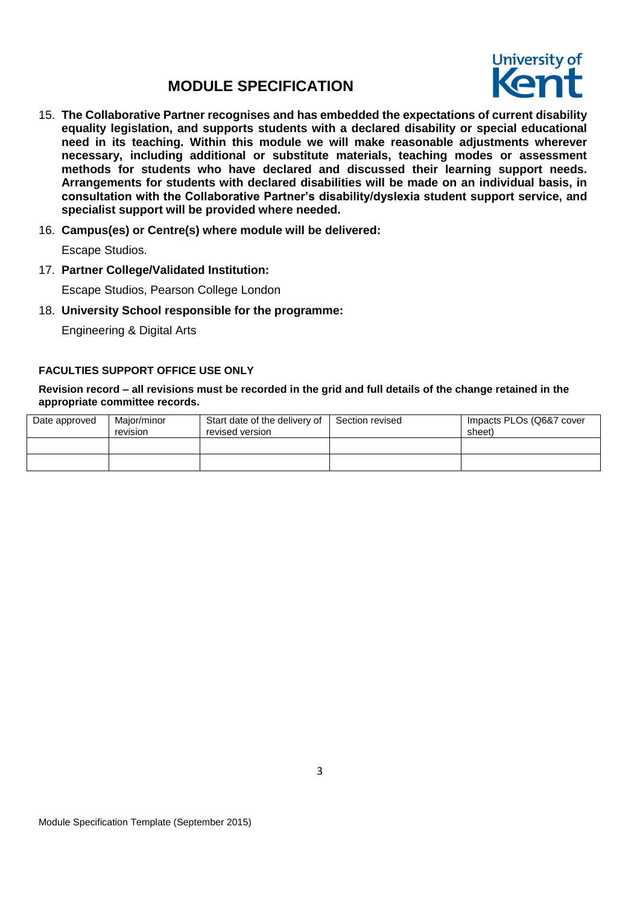# MODULE SPECIFICATION

15. **The Collaborative Partner recognises and has embedded the expectations of current disability equality legislation, and supports students with a declared disability or special educational need in its teaching. Within this module we will make reasonable adjustments wherever necessary, including additional or substitute materials, teaching modes or assessment methods for students who have declared and discussed their learning support needs. Arrangements for students with declared disabilities will be made on an individual basis, in consultation with the Collaborative Partner's disability/dyslexia student support service, and specialist support will be provided where needed.**

16. **Campus(es) or Centre(s) where module will be delivered:**

    Escape Studios.

17. **Partner College/Validated Institution:**

    Escape Studios, Pearson College London

18. **University School responsible for the programme:**

    Engineering & Digital Arts

### FACULTIES SUPPORT OFFICE USE ONLY

**Revision record – all revisions must be recorded in the grid and full details of the change retained in the appropriate committee records.**

| Date approved | Major/minor revision | Start date of the delivery of revised version | Section revised | Impacts PLOs (Q6&7 cover sheet) |
|---|---|---|---|---|
| | | | | |
| | | | | |

Module Specification Template (September 2015)